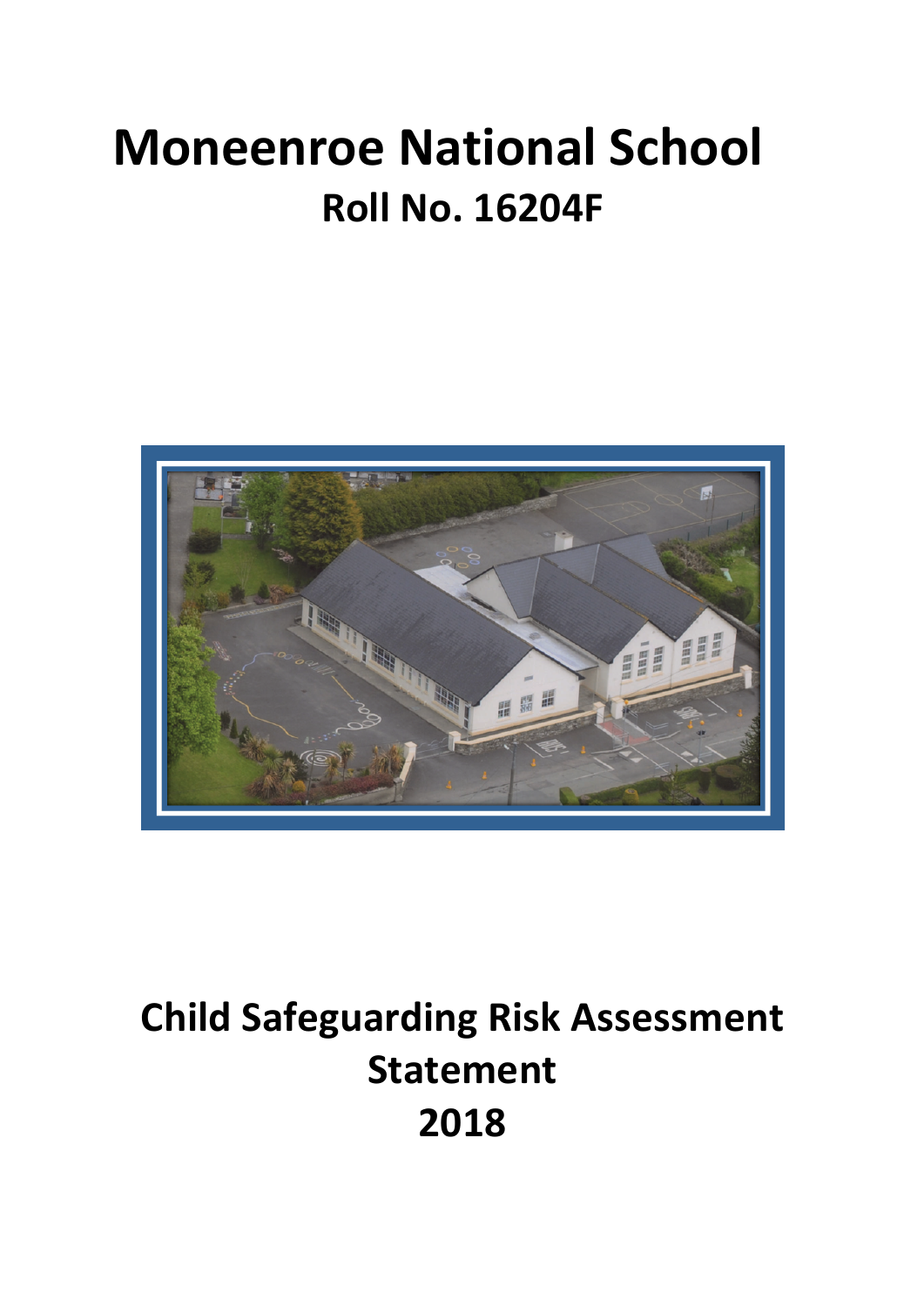# Moneenroe National School

## Roll No. 16204F

# Child Safeguarding Risk Assessment Statement 2018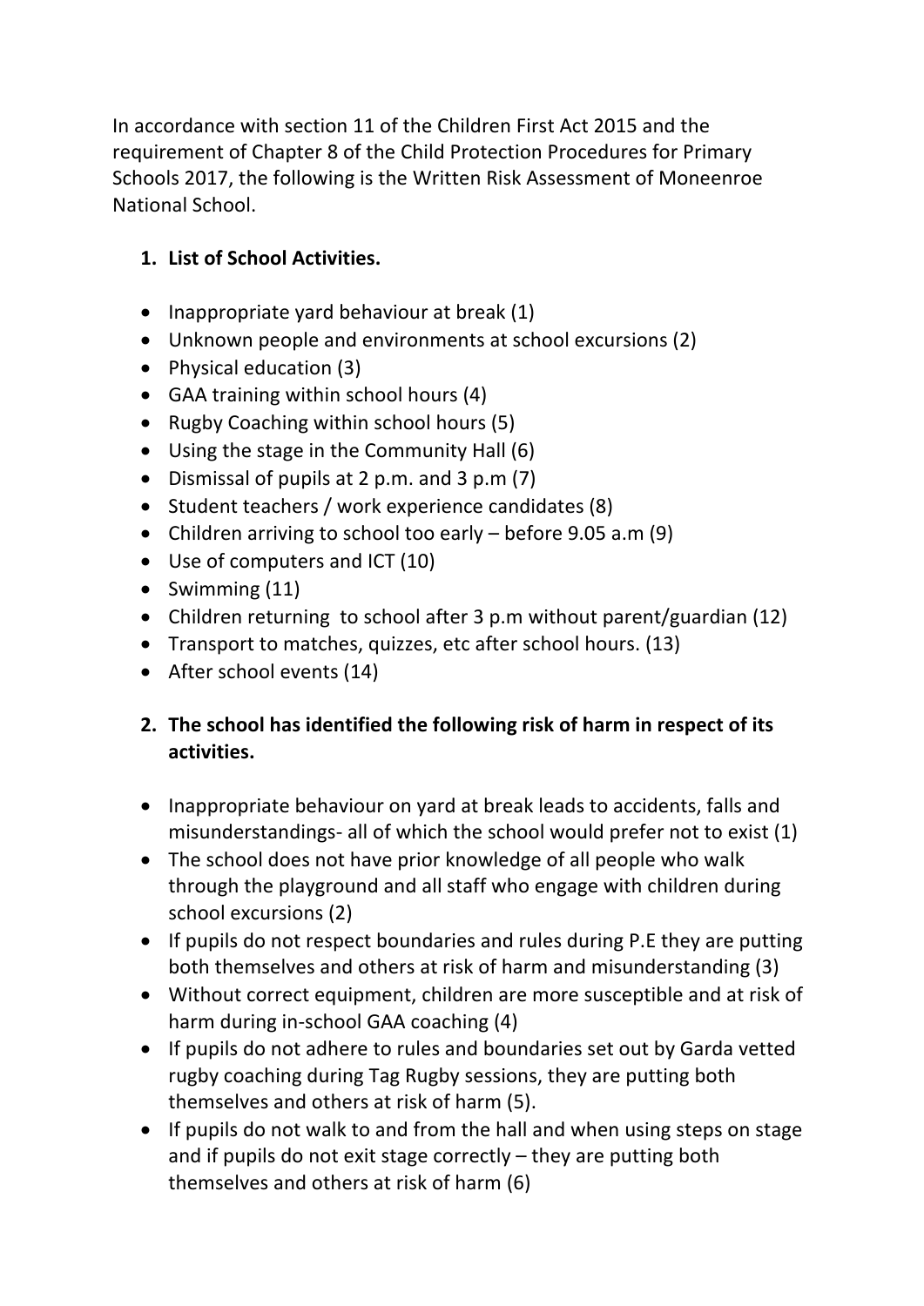In accordance with section 11 of the Children First Act 2015 and the requirement of Chapter 8 of the Child Protection Procedures for Primary Schools 2017, the following is the Written Risk Assessment of Moneenroe National School.

1. **List of School Activities.**

- Inappropriate yard behaviour at break (1)
- Unknown people and environments at school excursions (2)
- Physical education (3)
- GAA training within school hours (4)
- Rugby Coaching within school hours (5)
- Using the stage in the Community Hall (6)
- Dismissal of pupils at 2 p.m. and 3 p.m (7)
- Student teachers / work experience candidates (8)
- Children arriving to school too early – before 9.05 a.m (9)
- Use of computers and ICT (10)
- Swimming (11)
- Children returning to school after 3 p.m without parent/guardian (12)
- Transport to matches, quizzes, etc after school hours. (13)
- After school events (14)

2. **The school has identified the following risk of harm in respect of its activities.**

- Inappropriate behaviour on yard at break leads to accidents, falls and misunderstandings- all of which the school would prefer not to exist (1)
- The school does not have prior knowledge of all people who walk through the playground and all staff who engage with children during school excursions (2)
- If pupils do not respect boundaries and rules during P.E they are putting both themselves and others at risk of harm and misunderstanding (3)
- Without correct equipment, children are more susceptible and at risk of harm during in-school GAA coaching (4)
- If pupils do not adhere to rules and boundaries set out by Garda vetted rugby coaching during Tag Rugby sessions, they are putting both themselves and others at risk of harm (5).
- If pupils do not walk to and from the hall and when using steps on stage and if pupils do not exit stage correctly – they are putting both themselves and others at risk of harm (6)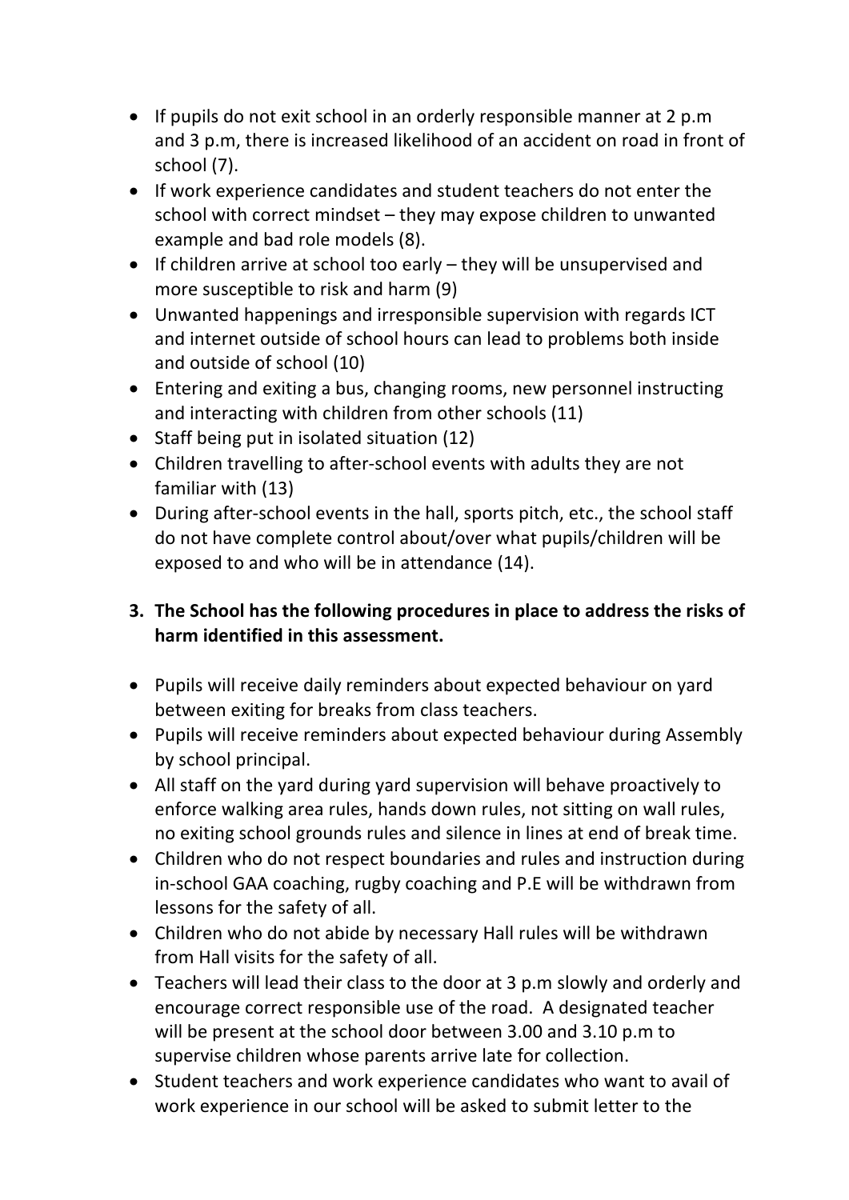- If pupils do not exit school in an orderly responsible manner at 2 p.m and 3 p.m, there is increased likelihood of an accident on road in front of school (7).
- If work experience candidates and student teachers do not enter the school with correct mindset – they may expose children to unwanted example and bad role models (8).
- If children arrive at school too early – they will be unsupervised and more susceptible to risk and harm (9)
- Unwanted happenings and irresponsible supervision with regards ICT and internet outside of school hours can lead to problems both inside and outside of school (10)
- Entering and exiting a bus, changing rooms, new personnel instructing and interacting with children from other schools (11)
- Staff being put in isolated situation (12)
- Children travelling to after-school events with adults they are not familiar with (13)
- During after-school events in the hall, sports pitch, etc., the school staff do not have complete control about/over what pupils/children will be exposed to and who will be in attendance (14).

**3. The School has the following procedures in place to address the risks of harm identified in this assessment.**

- Pupils will receive daily reminders about expected behaviour on yard between exiting for breaks from class teachers.
- Pupils will receive reminders about expected behaviour during Assembly by school principal.
- All staff on the yard during yard supervision will behave proactively to enforce walking area rules, hands down rules, not sitting on wall rules, no exiting school grounds rules and silence in lines at end of break time.
- Children who do not respect boundaries and rules and instruction during in-school GAA coaching, rugby coaching and P.E will be withdrawn from lessons for the safety of all.
- Children who do not abide by necessary Hall rules will be withdrawn from Hall visits for the safety of all.
- Teachers will lead their class to the door at 3 p.m slowly and orderly and encourage correct responsible use of the road. A designated teacher will be present at the school door between 3.00 and 3.10 p.m to supervise children whose parents arrive late for collection.
- Student teachers and work experience candidates who want to avail of work experience in our school will be asked to submit letter to the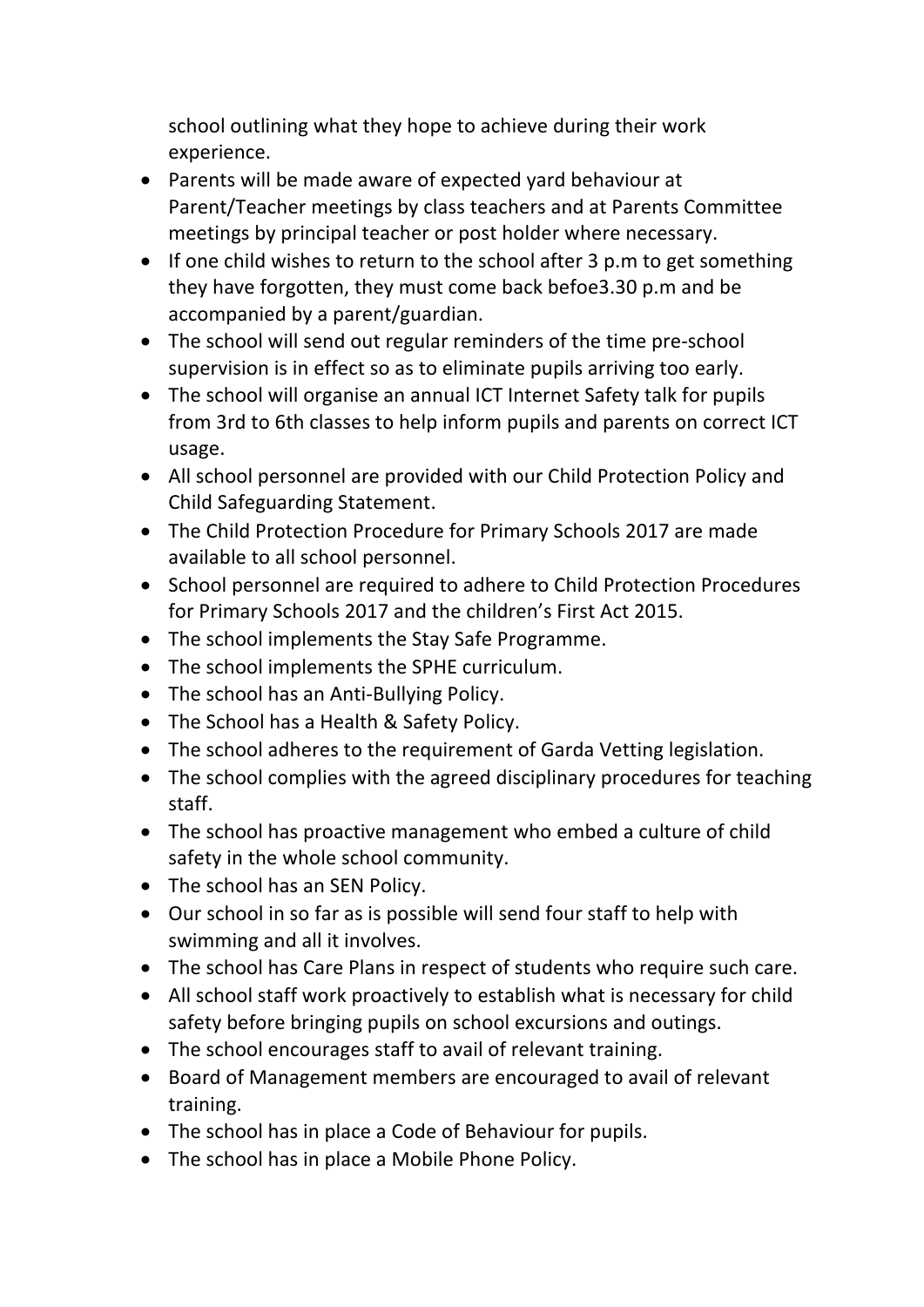school outlining what they hope to achieve during their work experience.

- Parents will be made aware of expected yard behaviour at Parent/Teacher meetings by class teachers and at Parents Committee meetings by principal teacher or post holder where necessary.
- If one child wishes to return to the school after 3 p.m to get something they have forgotten, they must come back befoe3.30 p.m and be accompanied by a parent/guardian.
- The school will send out regular reminders of the time pre-school supervision is in effect so as to eliminate pupils arriving too early.
- The school will organise an annual ICT Internet Safety talk for pupils from 3rd to 6th classes to help inform pupils and parents on correct ICT usage.
- All school personnel are provided with our Child Protection Policy and Child Safeguarding Statement.
- The Child Protection Procedure for Primary Schools 2017 are made available to all school personnel.
- School personnel are required to adhere to Child Protection Procedures for Primary Schools 2017 and the children's First Act 2015.
- The school implements the Stay Safe Programme.
- The school implements the SPHE curriculum.
- The school has an Anti-Bullying Policy.
- The School has a Health & Safety Policy.
- The school adheres to the requirement of Garda Vetting legislation.
- The school complies with the agreed disciplinary procedures for teaching staff.
- The school has proactive management who embed a culture of child safety in the whole school community.
- The school has an SEN Policy.
- Our school in so far as is possible will send four staff to help with swimming and all it involves.
- The school has Care Plans in respect of students who require such care.
- All school staff work proactively to establish what is necessary for child safety before bringing pupils on school excursions and outings.
- The school encourages staff to avail of relevant training.
- Board of Management members are encouraged to avail of relevant training.
- The school has in place a Code of Behaviour for pupils.
- The school has in place a Mobile Phone Policy.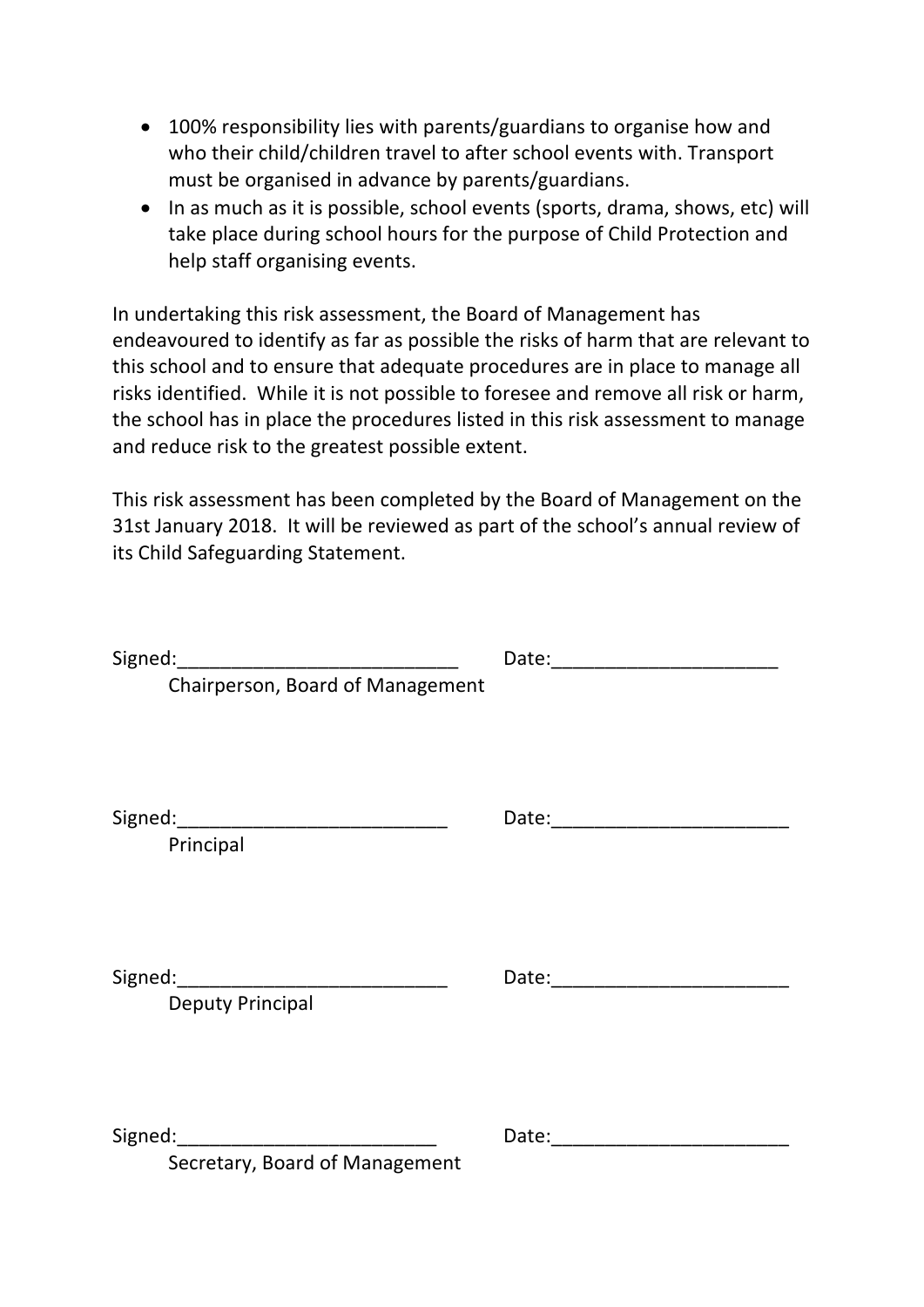- 100% responsibility lies with parents/guardians to organise how and who their child/children travel to after school events with. Transport must be organised in advance by parents/guardians.
- In as much as it is possible, school events (sports, drama, shows, etc) will take place during school hours for the purpose of Child Protection and help staff organising events.

In undertaking this risk assessment, the Board of Management has endeavoured to identify as far as possible the risks of harm that are relevant to this school and to ensure that adequate procedures are in place to manage all risks identified. While it is not possible to foresee and remove all risk or harm, the school has in place the procedures listed in this risk assessment to manage and reduce risk to the greatest possible extent.

This risk assessment has been completed by the Board of Management on the 31st January 2018. It will be reviewed as part of the school's annual review of its Child Safeguarding Statement.

Signed:__________________________ Date:_____________________
Chairperson, Board of Management

Signed:_________________________ Date:______________________
Principal

Signed:_________________________ Date:______________________
Deputy Principal

Signed:________________________ Date:______________________
Secretary, Board of Management